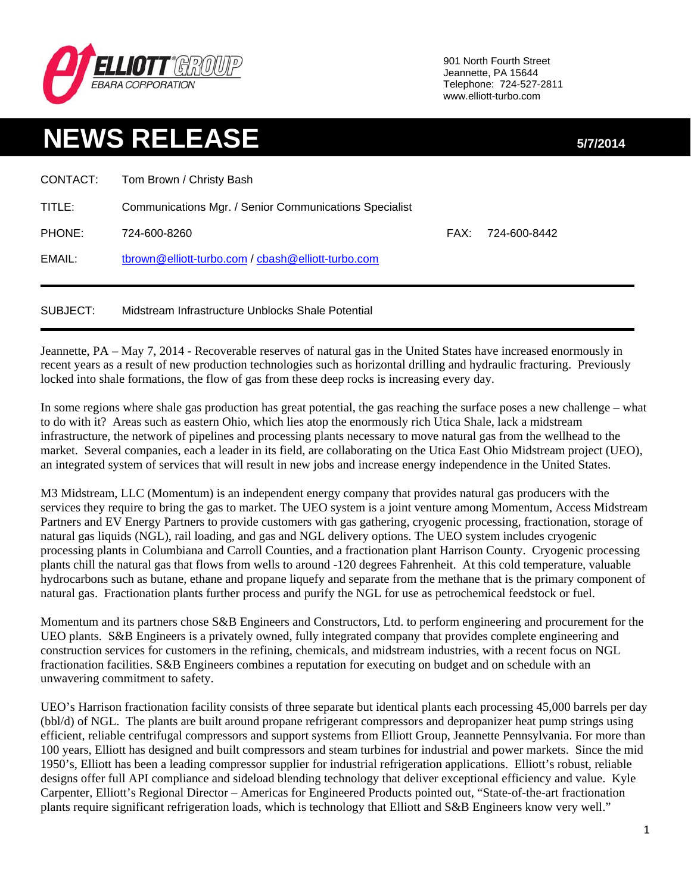ELLIOTT GROUP
EBARA CORPORATION

901 North Fourth Street
Jeannette, PA 15644
Telephone: 724-527-2811
www.elliott-turbo.com

# NEWS RELEASE

**5/7/2014**

| | | | |
|---|---|---|---|
| CONTACT: | Tom Brown / Christy Bash | | |
| TITLE: | Communications Mgr. / Senior Communications Specialist | | |
| PHONE: | 724-600-8260 | FAX: | 724-600-8442 |
| EMAIL: | tbrown@elliott-turbo.com / cbash@elliott-turbo.com | | |

SUBJECT: Midstream Infrastructure Unblocks Shale Potential

Jeannette, PA – May 7, 2014 - Recoverable reserves of natural gas in the United States have increased enormously in recent years as a result of new production technologies such as horizontal drilling and hydraulic fracturing. Previously locked into shale formations, the flow of gas from these deep rocks is increasing every day.

In some regions where shale gas production has great potential, the gas reaching the surface poses a new challenge – what to do with it? Areas such as eastern Ohio, which lies atop the enormously rich Utica Shale, lack a midstream infrastructure, the network of pipelines and processing plants necessary to move natural gas from the wellhead to the market. Several companies, each a leader in its field, are collaborating on the Utica East Ohio Midstream project (UEO), an integrated system of services that will result in new jobs and increase energy independence in the United States.

M3 Midstream, LLC (Momentum) is an independent energy company that provides natural gas producers with the services they require to bring the gas to market. The UEO system is a joint venture among Momentum, Access Midstream Partners and EV Energy Partners to provide customers with gas gathering, cryogenic processing, fractionation, storage of natural gas liquids (NGL), rail loading, and gas and NGL delivery options. The UEO system includes cryogenic processing plants in Columbiana and Carroll Counties, and a fractionation plant Harrison County. Cryogenic processing plants chill the natural gas that flows from wells to around -120 degrees Fahrenheit. At this cold temperature, valuable hydrocarbons such as butane, ethane and propane liquefy and separate from the methane that is the primary component of natural gas. Fractionation plants further process and purify the NGL for use as petrochemical feedstock or fuel.

Momentum and its partners chose S&B Engineers and Constructors, Ltd. to perform engineering and procurement for the UEO plants. S&B Engineers is a privately owned, fully integrated company that provides complete engineering and construction services for customers in the refining, chemicals, and midstream industries, with a recent focus on NGL fractionation facilities. S&B Engineers combines a reputation for executing on budget and on schedule with an unwavering commitment to safety.

UEO's Harrison fractionation facility consists of three separate but identical plants each processing 45,000 barrels per day (bbl/d) of NGL. The plants are built around propane refrigerant compressors and depropanizer heat pump strings using efficient, reliable centrifugal compressors and support systems from Elliott Group, Jeannette Pennsylvania. For more than 100 years, Elliott has designed and built compressors and steam turbines for industrial and power markets. Since the mid 1950's, Elliott has been a leading compressor supplier for industrial refrigeration applications. Elliott's robust, reliable designs offer full API compliance and sideload blending technology that deliver exceptional efficiency and value. Kyle Carpenter, Elliott's Regional Director – Americas for Engineered Products pointed out, "State-of-the-art fractionation plants require significant refrigeration loads, which is technology that Elliott and S&B Engineers know very well."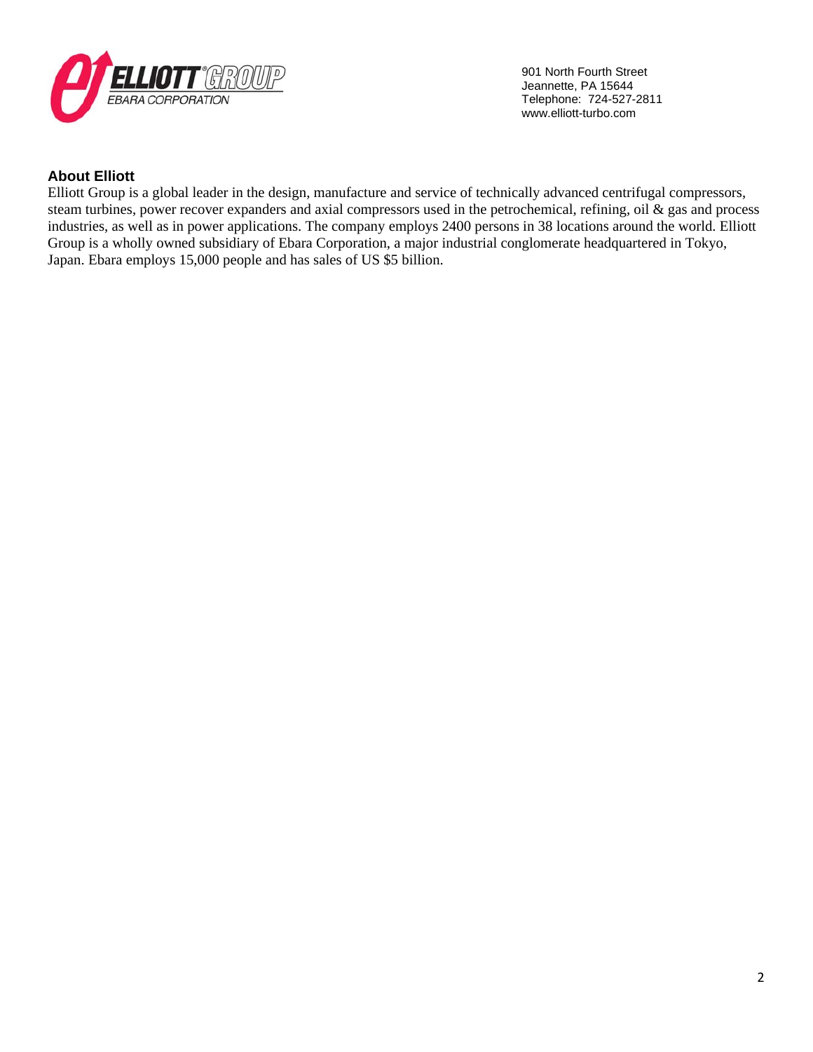901 North Fourth Street
Jeannette, PA 15644
Telephone: 724-527-2811
www.elliott-turbo.com

**About Elliott**

Elliott Group is a global leader in the design, manufacture and service of technically advanced centrifugal compressors, steam turbines, power recover expanders and axial compressors used in the petrochemical, refining, oil & gas and process industries, as well as in power applications. The company employs 2400 persons in 38 locations around the world. Elliott Group is a wholly owned subsidiary of Ebara Corporation, a major industrial conglomerate headquartered in Tokyo, Japan. Ebara employs 15,000 people and has sales of US $5 billion.